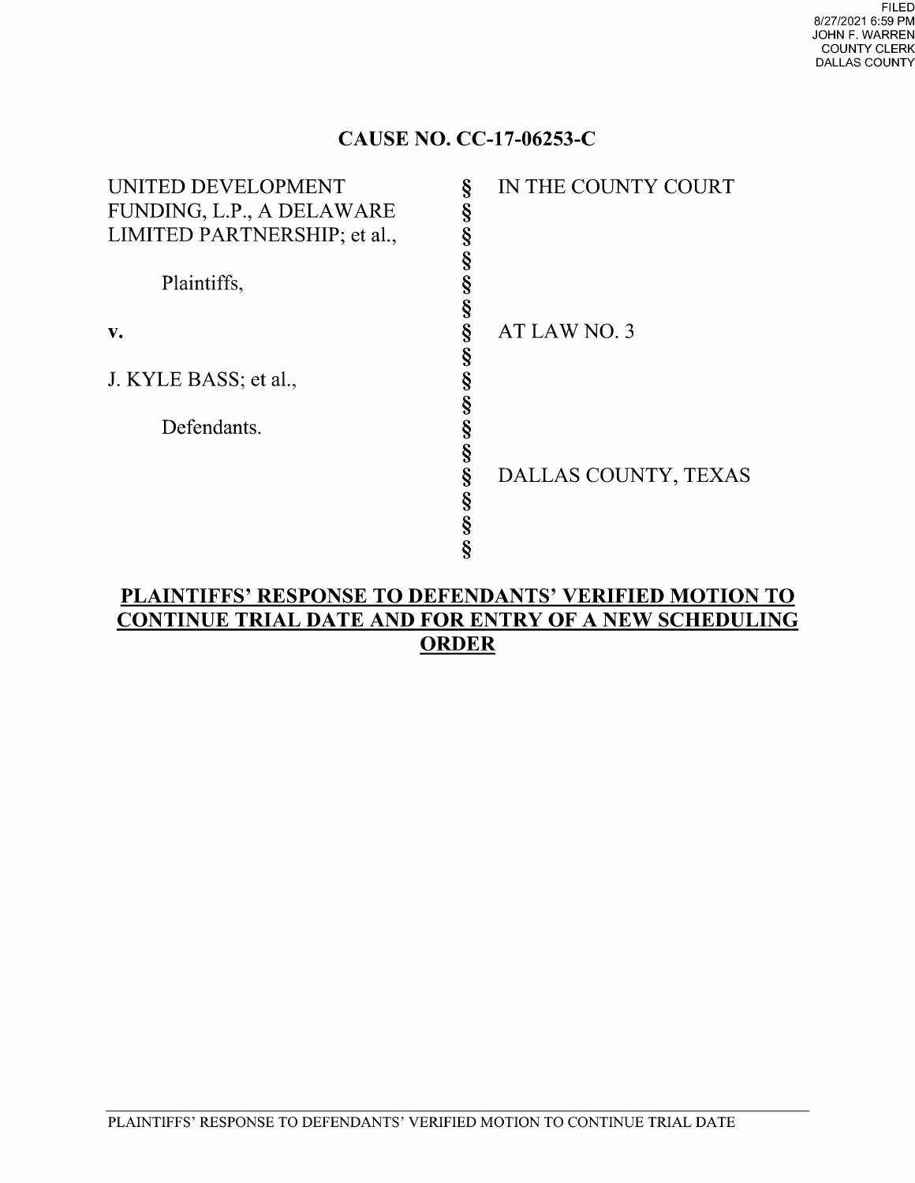FILED
8/27/2021 6:59 PM
JOHN F. WARREN
COUNTY CLERK
DALLAS COUNTY

**CAUSE NO. CC-17-06253-C**

| | | |
|---|---|---|
| UNITED DEVELOPMENT FUNDING, L.P., A DELAWARE LIMITED PARTNERSHIP; et al., | § | IN THE COUNTY COURT |
| Plaintiffs, | § | |
| **v.** | § | AT LAW NO. 3 |
| J. KYLE BASS; et al., | § | |
| Defendants. | § | DALLAS COUNTY, TEXAS |

**PLAINTIFFS' RESPONSE TO DEFENDANTS' VERIFIED MOTION TO CONTINUE TRIAL DATE AND FOR ENTRY OF A NEW SCHEDULING ORDER**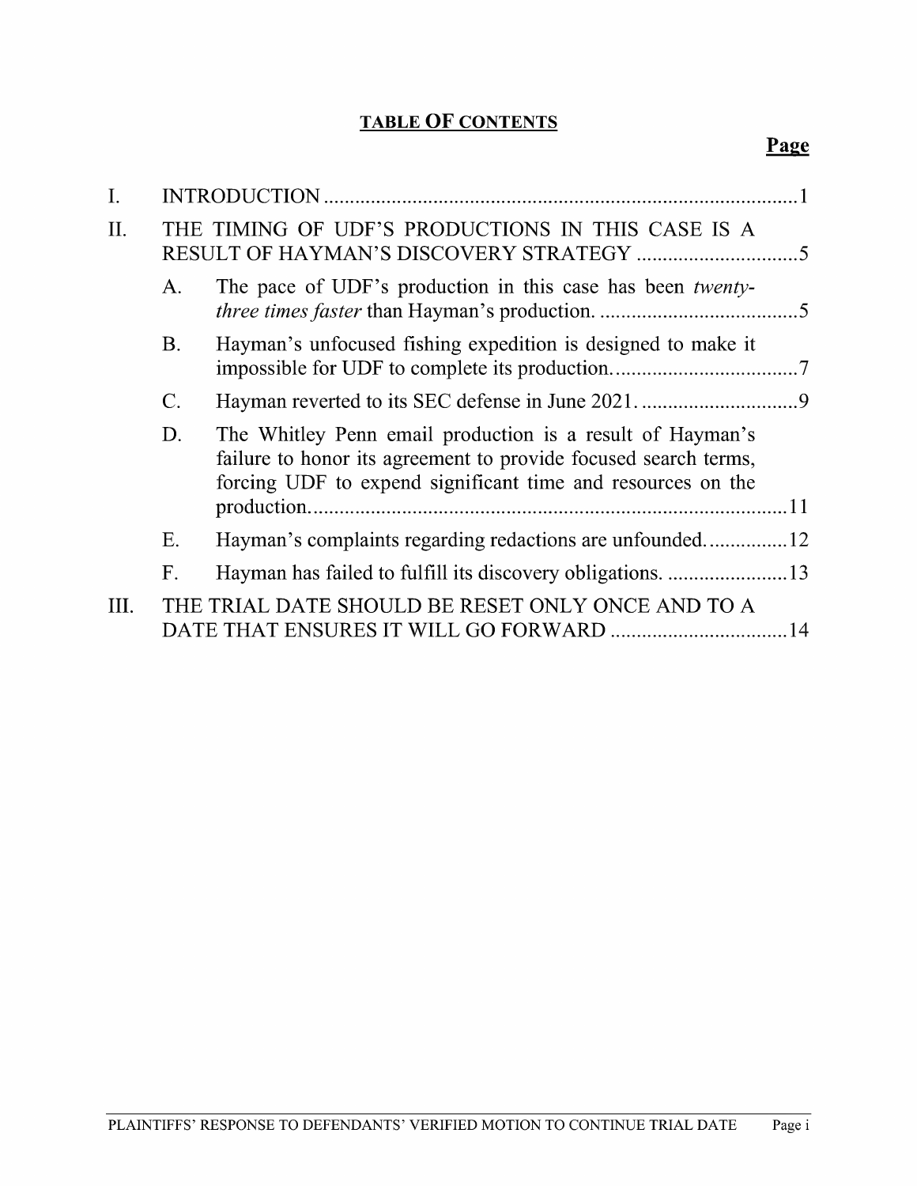# TABLE OF CONTENTS

**Page**

I. INTRODUCTION ........................................................................................... 1

II. THE TIMING OF UDF'S PRODUCTIONS IN THIS CASE IS A RESULT OF HAYMAN'S DISCOVERY STRATEGY ................................ 5

- A. The pace of UDF's production in this case has been *twenty-three times faster* than Hayman's production. ...................................... 5
- B. Hayman's unfocused fishing expedition is designed to make it impossible for UDF to complete its production. .................................. 7
- C. Hayman reverted to its SEC defense in June 2021. .............................. 9
- D. The Whitley Penn email production is a result of Hayman's failure to honor its agreement to provide focused search terms, forcing UDF to expend significant time and resources on the production. ........................................................................................... 11
- E. Hayman's complaints regarding redactions are unfounded. ............... 12
- F. Hayman has failed to fulfill its discovery obligations. ....................... 13

III. THE TRIAL DATE SHOULD BE RESET ONLY ONCE AND TO A DATE THAT ENSURES IT WILL GO FORWARD .................................. 14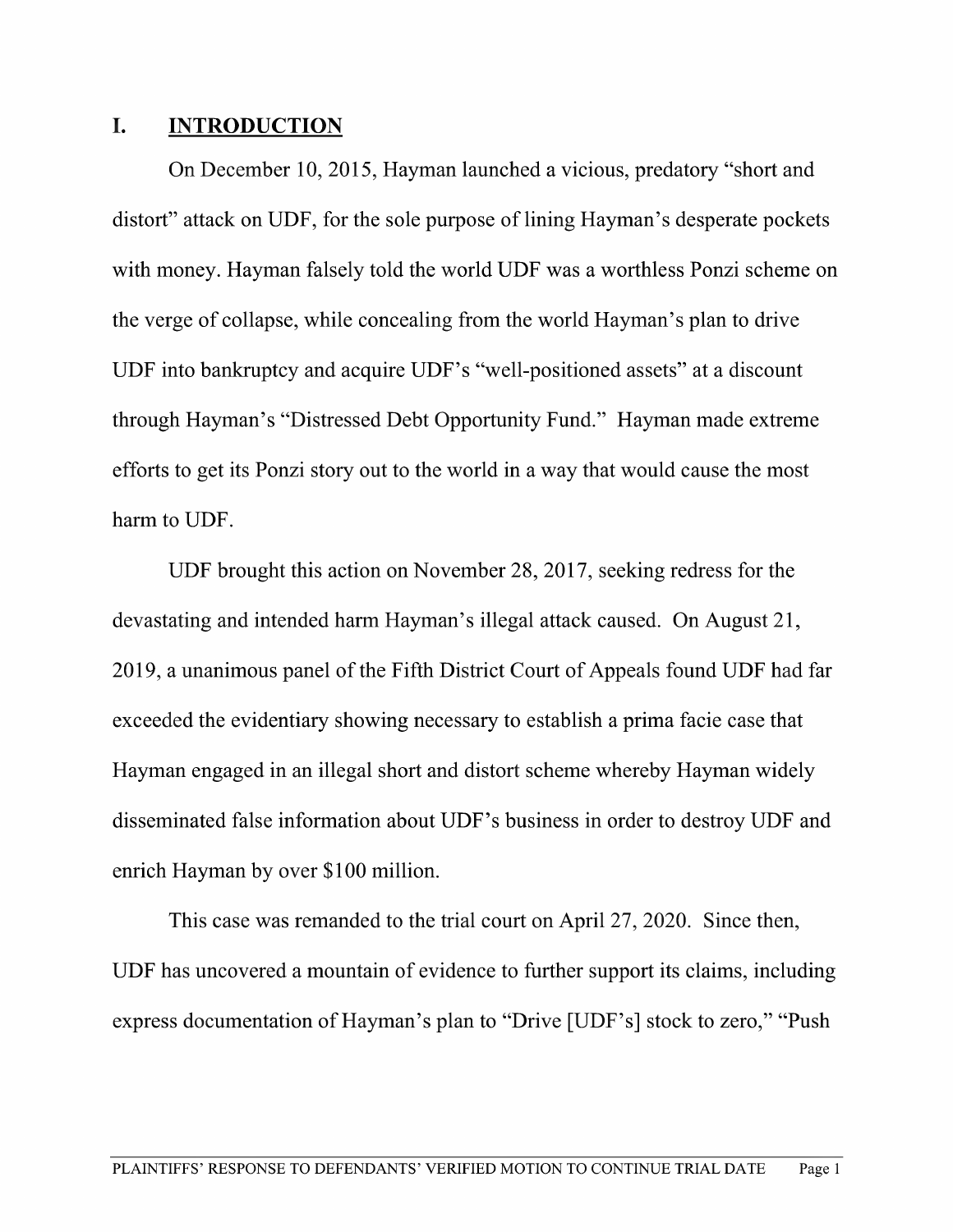## I. INTRODUCTION

On December 10, 2015, Hayman launched a vicious, predatory "short and distort" attack on UDF, for the sole purpose of lining Hayman's desperate pockets with money. Hayman falsely told the world UDF was a worthless Ponzi scheme on the verge of collapse, while concealing from the world Hayman's plan to drive UDF into bankruptcy and acquire UDF's "well-positioned assets" at a discount through Hayman's "Distressed Debt Opportunity Fund." Hayman made extreme efforts to get its Ponzi story out to the world in a way that would cause the most harm to UDF.

UDF brought this action on November 28, 2017, seeking redress for the devastating and intended harm Hayman's illegal attack caused. On August 21, 2019, a unanimous panel of the Fifth District Court of Appeals found UDF had far exceeded the evidentiary showing necessary to establish a prima facie case that Hayman engaged in an illegal short and distort scheme whereby Hayman widely disseminated false information about UDF's business in order to destroy UDF and enrich Hayman by over $100 million.

This case was remanded to the trial court on April 27, 2020. Since then, UDF has uncovered a mountain of evidence to further support its claims, including express documentation of Hayman's plan to "Drive [UDF's] stock to zero," "Push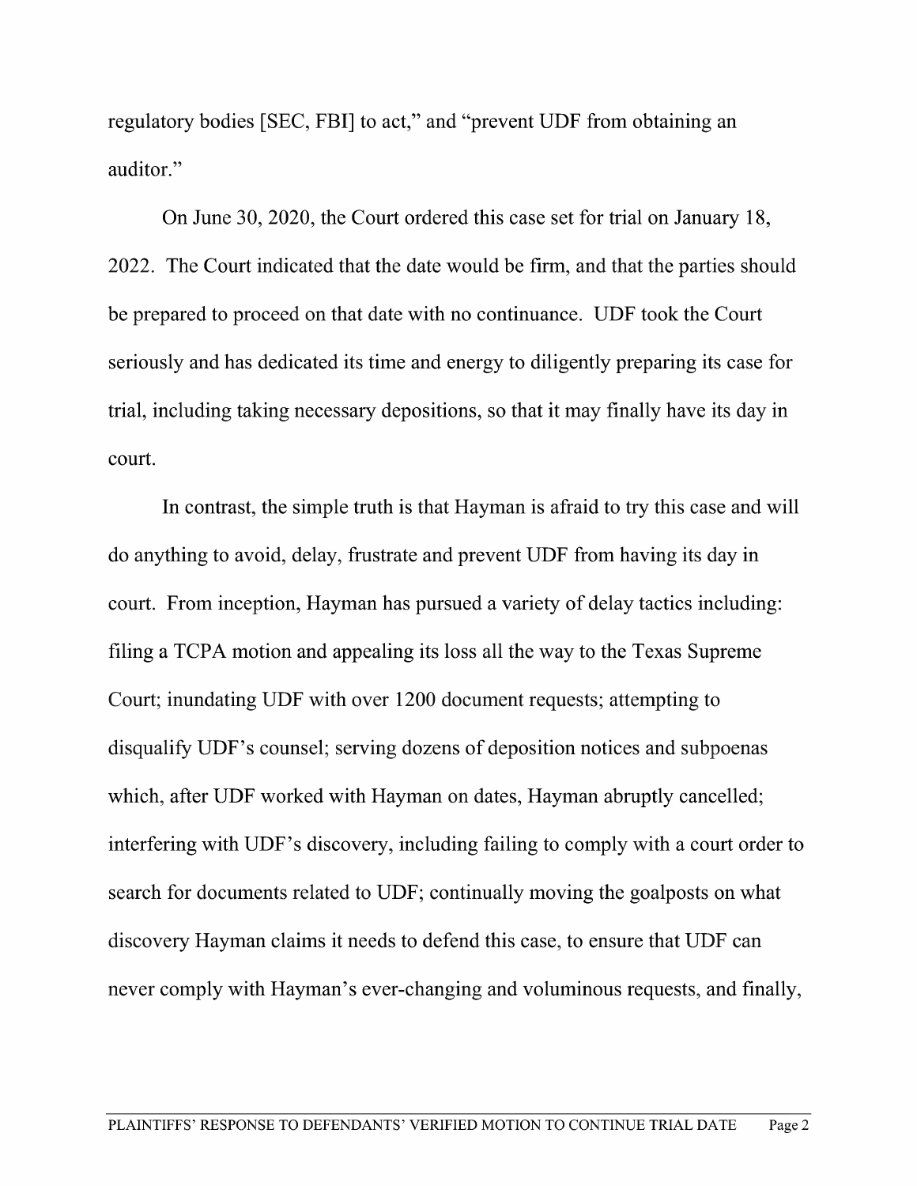regulatory bodies [SEC, FBI] to act," and "prevent UDF from obtaining an auditor."

On June 30, 2020, the Court ordered this case set for trial on January 18, 2022. The Court indicated that the date would be firm, and that the parties should be prepared to proceed on that date with no continuance. UDF took the Court seriously and has dedicated its time and energy to diligently preparing its case for trial, including taking necessary depositions, so that it may finally have its day in court.

In contrast, the simple truth is that Hayman is afraid to try this case and will do anything to avoid, delay, frustrate and prevent UDF from having its day in court. From inception, Hayman has pursued a variety of delay tactics including: filing a TCPA motion and appealing its loss all the way to the Texas Supreme Court; inundating UDF with over 1200 document requests; attempting to disqualify UDF's counsel; serving dozens of deposition notices and subpoenas which, after UDF worked with Hayman on dates, Hayman abruptly cancelled; interfering with UDF's discovery, including failing to comply with a court order to search for documents related to UDF; continually moving the goalposts on what discovery Hayman claims it needs to defend this case, to ensure that UDF can never comply with Hayman's ever-changing and voluminous requests, and finally,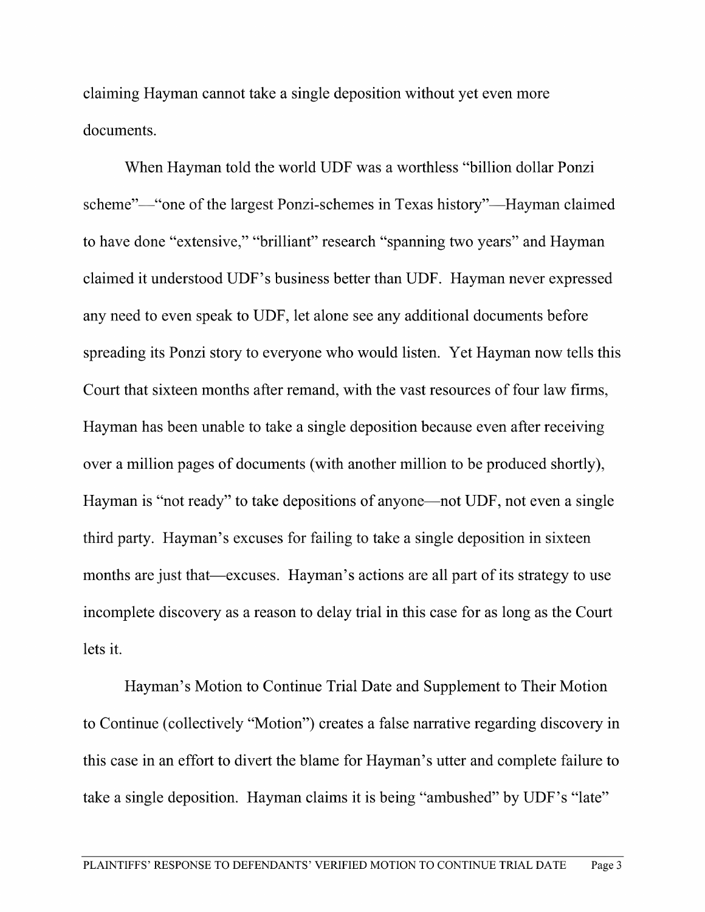claiming Hayman cannot take a single deposition without yet even more documents.

When Hayman told the world UDF was a worthless "billion dollar Ponzi scheme"—"one of the largest Ponzi-schemes in Texas history"—Hayman claimed to have done "extensive," "brilliant" research "spanning two years" and Hayman claimed it understood UDF's business better than UDF. Hayman never expressed any need to even speak to UDF, let alone see any additional documents before spreading its Ponzi story to everyone who would listen. Yet Hayman now tells this Court that sixteen months after remand, with the vast resources of four law firms, Hayman has been unable to take a single deposition because even after receiving over a million pages of documents (with another million to be produced shortly), Hayman is "not ready" to take depositions of anyone—not UDF, not even a single third party. Hayman's excuses for failing to take a single deposition in sixteen months are just that—excuses. Hayman's actions are all part of its strategy to use incomplete discovery as a reason to delay trial in this case for as long as the Court lets it.

Hayman's Motion to Continue Trial Date and Supplement to Their Motion to Continue (collectively "Motion") creates a false narrative regarding discovery in this case in an effort to divert the blame for Hayman's utter and complete failure to take a single deposition. Hayman claims it is being "ambushed" by UDF's "late"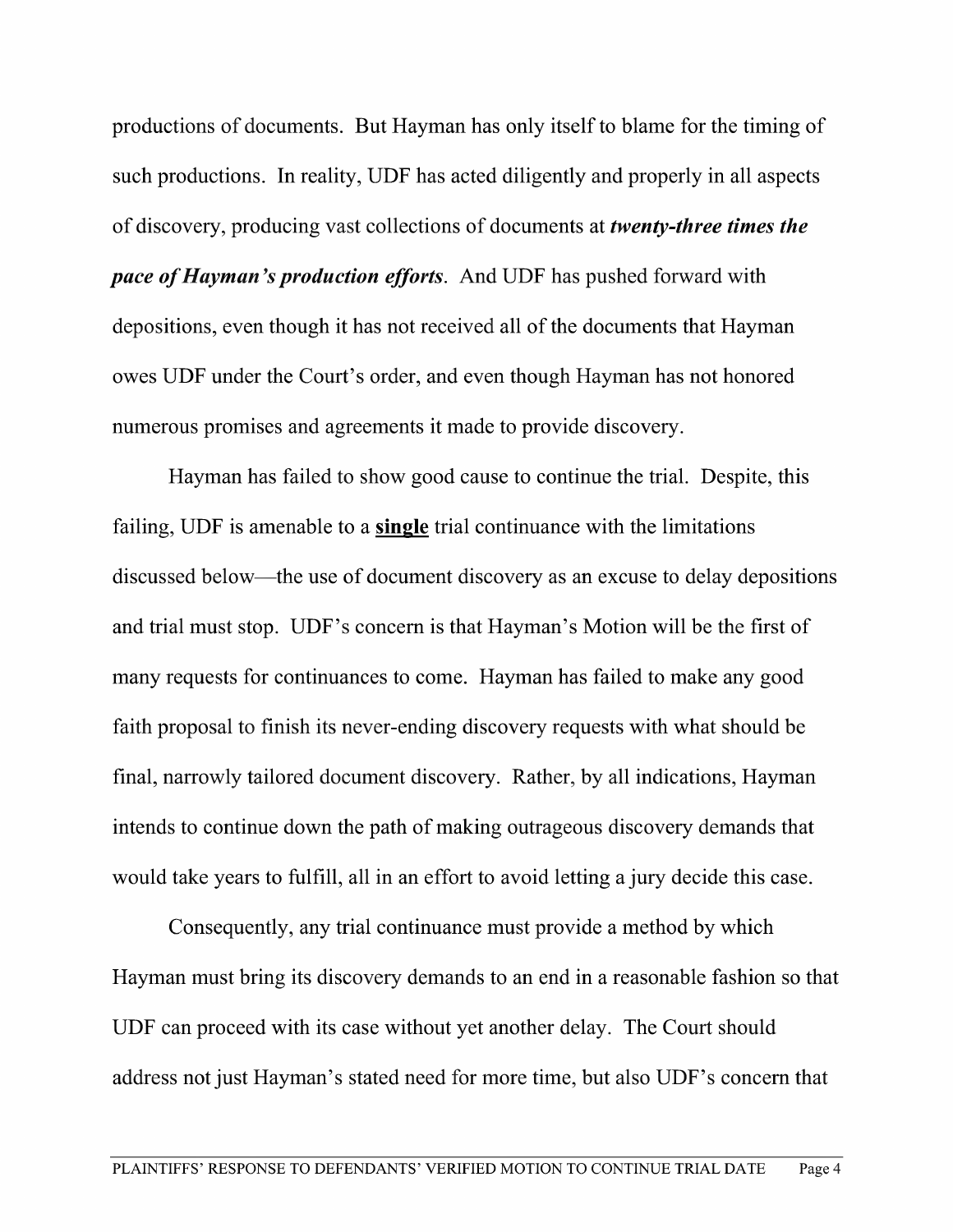productions of documents. But Hayman has only itself to blame for the timing of such productions. In reality, UDF has acted diligently and properly in all aspects of discovery, producing vast collections of documents at ***twenty-three times the pace of Hayman's production efforts***. And UDF has pushed forward with depositions, even though it has not received all of the documents that Hayman owes UDF under the Court's order, and even though Hayman has not honored numerous promises and agreements it made to provide discovery.

Hayman has failed to show good cause to continue the trial. Despite, this failing, UDF is amenable to a **<u>single</u>** trial continuance with the limitations discussed below—the use of document discovery as an excuse to delay depositions and trial must stop. UDF's concern is that Hayman's Motion will be the first of many requests for continuances to come. Hayman has failed to make any good faith proposal to finish its never-ending discovery requests with what should be final, narrowly tailored document discovery. Rather, by all indications, Hayman intends to continue down the path of making outrageous discovery demands that would take years to fulfill, all in an effort to avoid letting a jury decide this case.

Consequently, any trial continuance must provide a method by which Hayman must bring its discovery demands to an end in a reasonable fashion so that UDF can proceed with its case without yet another delay. The Court should address not just Hayman's stated need for more time, but also UDF's concern that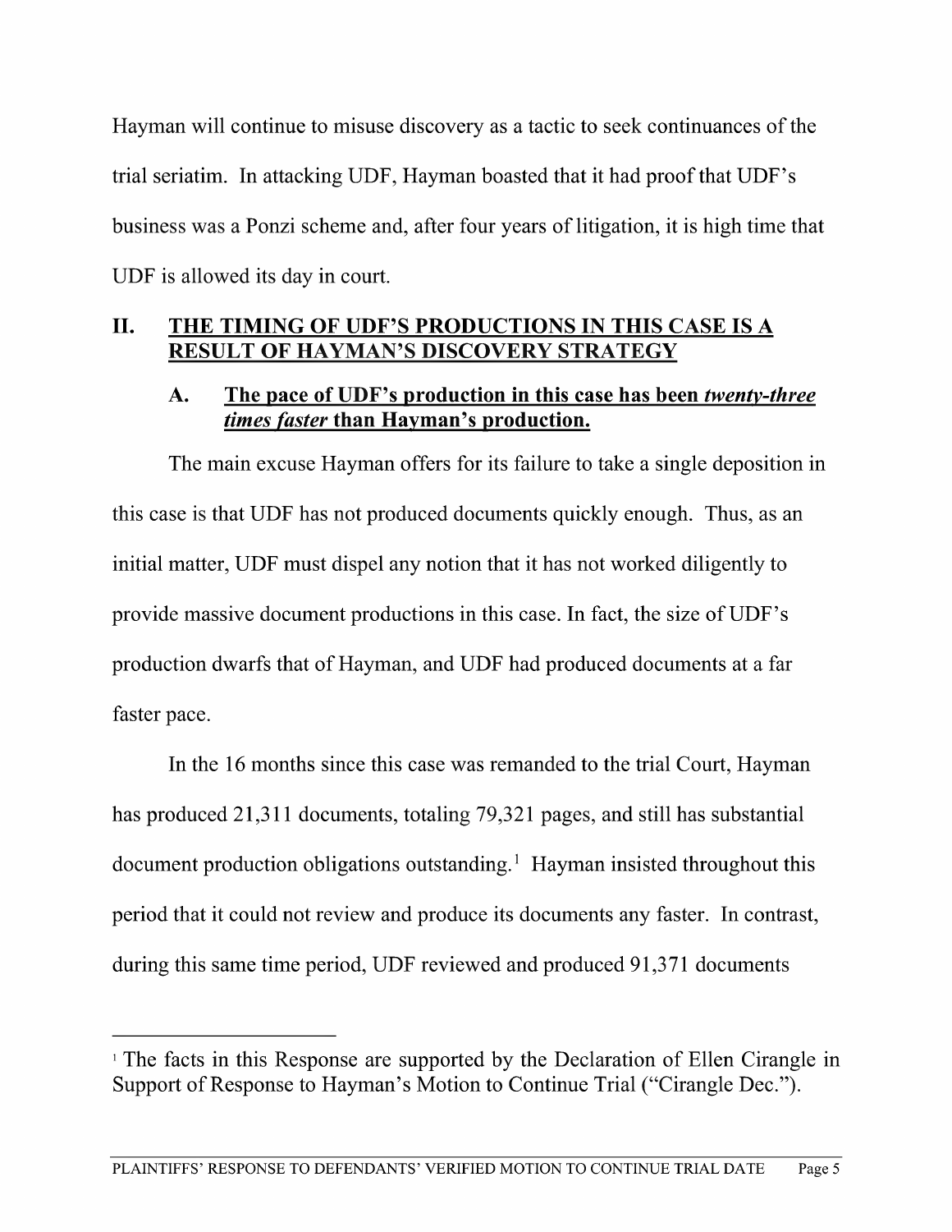Hayman will continue to misuse discovery as a tactic to seek continuances of the trial seriatim. In attacking UDF, Hayman boasted that it had proof that UDF's business was a Ponzi scheme and, after four years of litigation, it is high time that UDF is allowed its day in court.

## II. THE TIMING OF UDF'S PRODUCTIONS IN THIS CASE IS A RESULT OF HAYMAN'S DISCOVERY STRATEGY

### A. The pace of UDF's production in this case has been *twenty-three times faster* than Hayman's production.

The main excuse Hayman offers for its failure to take a single deposition in this case is that UDF has not produced documents quickly enough. Thus, as an initial matter, UDF must dispel any notion that it has not worked diligently to provide massive document productions in this case. In fact, the size of UDF's production dwarfs that of Hayman, and UDF had produced documents at a far faster pace.

In the 16 months since this case was remanded to the trial Court, Hayman has produced 21,311 documents, totaling 79,321 pages, and still has substantial document production obligations outstanding.[1] Hayman insisted throughout this period that it could not review and produce its documents any faster. In contrast, during this same time period, UDF reviewed and produced 91,371 documents

[1] The facts in this Response are supported by the Declaration of Ellen Cirangle in Support of Response to Hayman's Motion to Continue Trial ("Cirangle Dec.").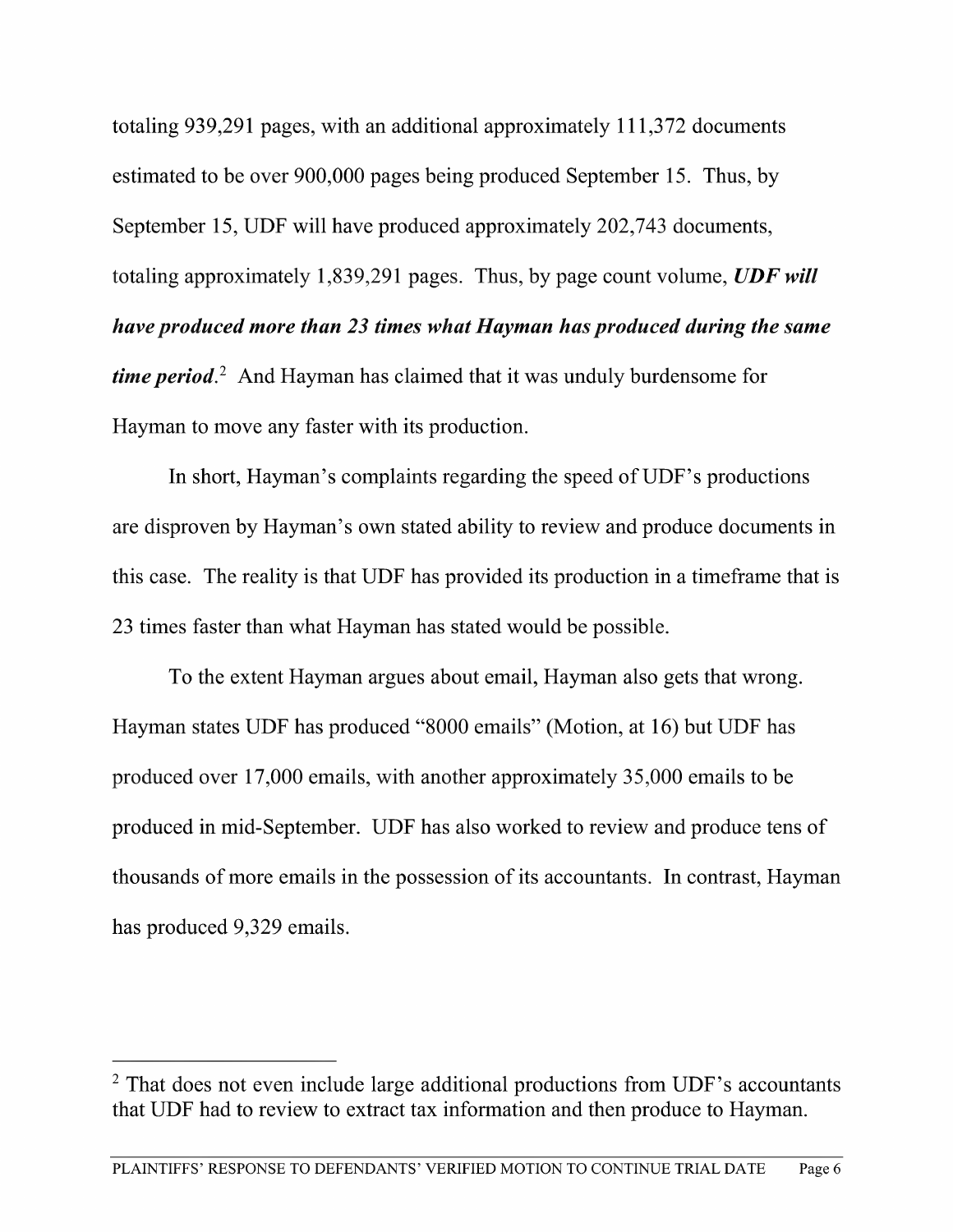totaling 939,291 pages, with an additional approximately 111,372 documents estimated to be over 900,000 pages being produced September 15. Thus, by September 15, UDF will have produced approximately 202,743 documents, totaling approximately 1,839,291 pages. Thus, by page count volume, ***UDF will have produced more than 23 times what Hayman has produced during the same time period***.[2] And Hayman has claimed that it was unduly burdensome for Hayman to move any faster with its production.

In short, Hayman's complaints regarding the speed of UDF's productions are disproven by Hayman's own stated ability to review and produce documents in this case. The reality is that UDF has provided its production in a timeframe that is 23 times faster than what Hayman has stated would be possible.

To the extent Hayman argues about email, Hayman also gets that wrong. Hayman states UDF has produced "8000 emails" (Motion, at 16) but UDF has produced over 17,000 emails, with another approximately 35,000 emails to be produced in mid-September. UDF has also worked to review and produce tens of thousands of more emails in the possession of its accountants. In contrast, Hayman has produced 9,329 emails.

---

[2] That does not even include large additional productions from UDF's accountants that UDF had to review to extract tax information and then produce to Hayman.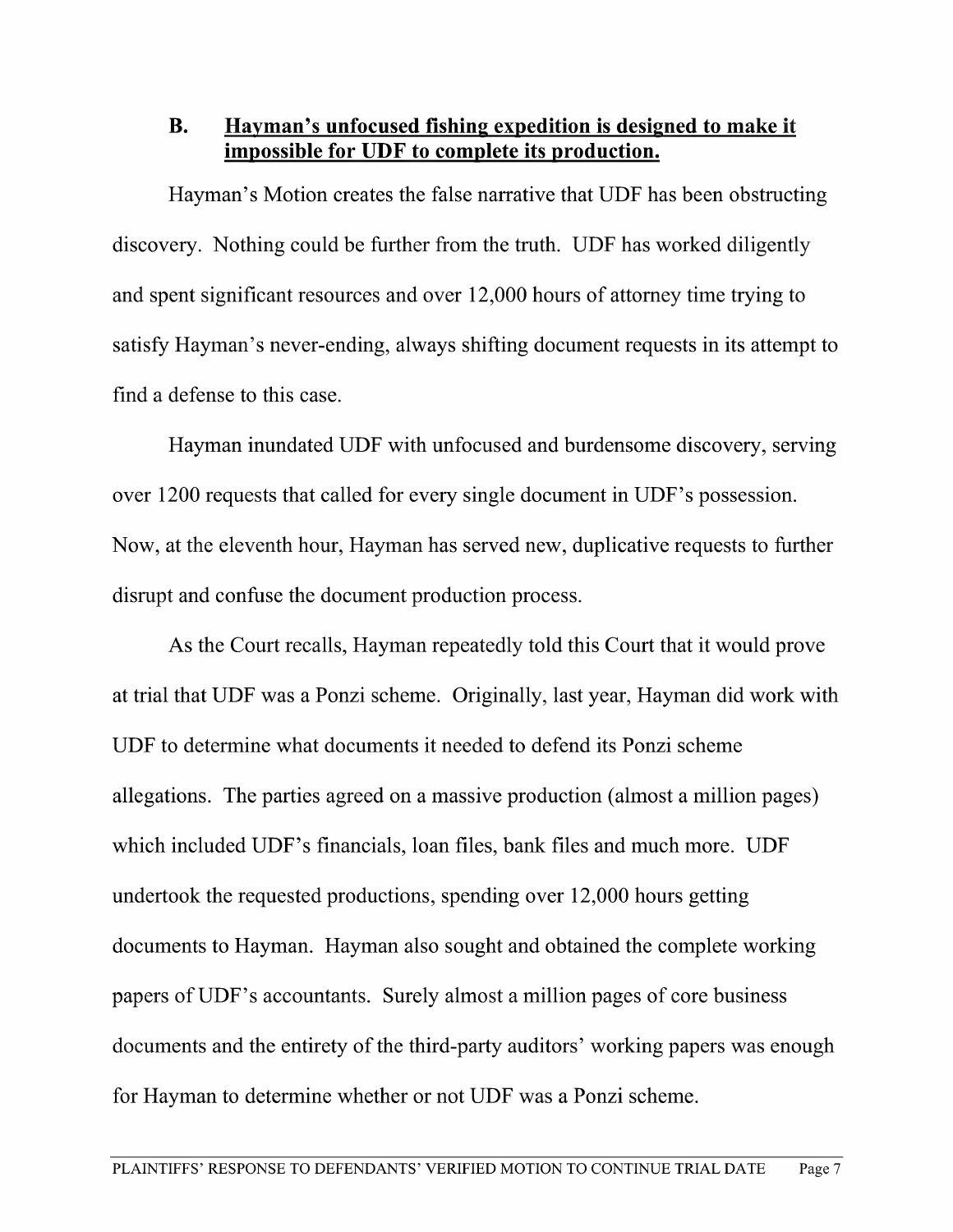### B. Hayman's unfocused fishing expedition is designed to make it impossible for UDF to complete its production.

Hayman's Motion creates the false narrative that UDF has been obstructing discovery. Nothing could be further from the truth. UDF has worked diligently and spent significant resources and over 12,000 hours of attorney time trying to satisfy Hayman's never-ending, always shifting document requests in its attempt to find a defense to this case.

Hayman inundated UDF with unfocused and burdensome discovery, serving over 1200 requests that called for every single document in UDF's possession. Now, at the eleventh hour, Hayman has served new, duplicative requests to further disrupt and confuse the document production process.

As the Court recalls, Hayman repeatedly told this Court that it would prove at trial that UDF was a Ponzi scheme. Originally, last year, Hayman did work with UDF to determine what documents it needed to defend its Ponzi scheme allegations. The parties agreed on a massive production (almost a million pages) which included UDF's financials, loan files, bank files and much more. UDF undertook the requested productions, spending over 12,000 hours getting documents to Hayman. Hayman also sought and obtained the complete working papers of UDF's accountants. Surely almost a million pages of core business documents and the entirety of the third-party auditors' working papers was enough for Hayman to determine whether or not UDF was a Ponzi scheme.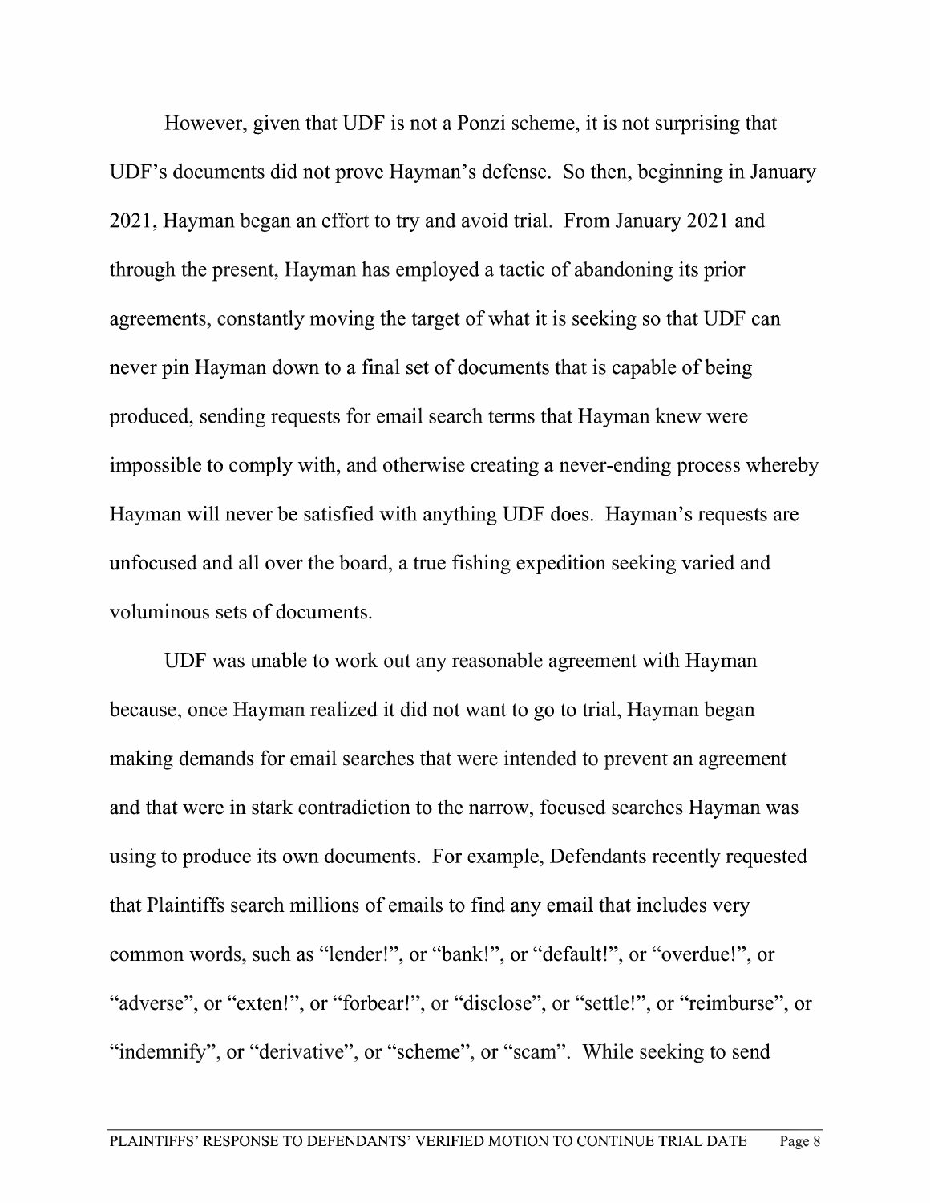However, given that UDF is not a Ponzi scheme, it is not surprising that UDF's documents did not prove Hayman's defense. So then, beginning in January 2021, Hayman began an effort to try and avoid trial. From January 2021 and through the present, Hayman has employed a tactic of abandoning its prior agreements, constantly moving the target of what it is seeking so that UDF can never pin Hayman down to a final set of documents that is capable of being produced, sending requests for email search terms that Hayman knew were impossible to comply with, and otherwise creating a never-ending process whereby Hayman will never be satisfied with anything UDF does. Hayman's requests are unfocused and all over the board, a true fishing expedition seeking varied and voluminous sets of documents.

UDF was unable to work out any reasonable agreement with Hayman because, once Hayman realized it did not want to go to trial, Hayman began making demands for email searches that were intended to prevent an agreement and that were in stark contradiction to the narrow, focused searches Hayman was using to produce its own documents. For example, Defendants recently requested that Plaintiffs search millions of emails to find any email that includes very common words, such as "lender!", or "bank!", or "default!", or "overdue!", or "adverse", or "exten!", or "forbear!", or "disclose", or "settle!", or "reimburse", or "indemnify", or "derivative", or "scheme", or "scam". While seeking to send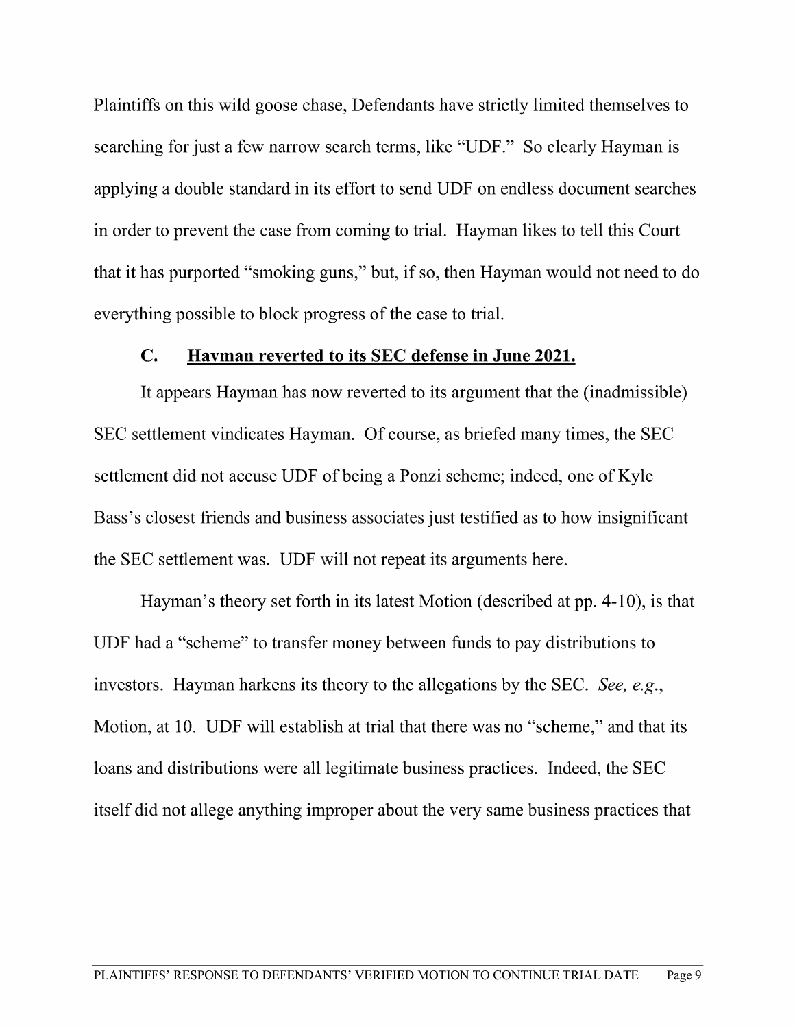Plaintiffs on this wild goose chase, Defendants have strictly limited themselves to searching for just a few narrow search terms, like "UDF." So clearly Hayman is applying a double standard in its effort to send UDF on endless document searches in order to prevent the case from coming to trial. Hayman likes to tell this Court that it has purported "smoking guns," but, if so, then Hayman would not need to do everything possible to block progress of the case to trial.

### C. Hayman reverted to its SEC defense in June 2021.

It appears Hayman has now reverted to its argument that the (inadmissible) SEC settlement vindicates Hayman. Of course, as briefed many times, the SEC settlement did not accuse UDF of being a Ponzi scheme; indeed, one of Kyle Bass's closest friends and business associates just testified as to how insignificant the SEC settlement was. UDF will not repeat its arguments here.

Hayman's theory set forth in its latest Motion (described at pp. 4-10), is that UDF had a "scheme" to transfer money between funds to pay distributions to investors. Hayman harkens its theory to the allegations by the SEC. *See, e.g.*, Motion, at 10. UDF will establish at trial that there was no "scheme," and that its loans and distributions were all legitimate business practices. Indeed, the SEC itself did not allege anything improper about the very same business practices that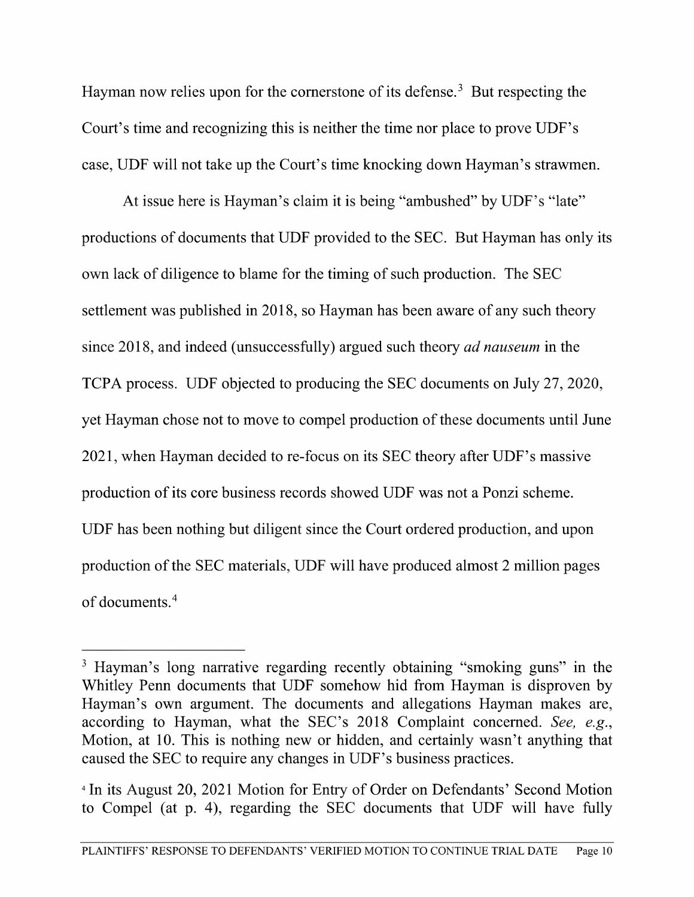Hayman now relies upon for the cornerstone of its defense.[3] But respecting the Court's time and recognizing this is neither the time nor place to prove UDF's case, UDF will not take up the Court's time knocking down Hayman's strawmen.

At issue here is Hayman's claim it is being "ambushed" by UDF's "late" productions of documents that UDF provided to the SEC. But Hayman has only its own lack of diligence to blame for the timing of such production. The SEC settlement was published in 2018, so Hayman has been aware of any such theory since 2018, and indeed (unsuccessfully) argued such theory *ad nauseum* in the TCPA process. UDF objected to producing the SEC documents on July 27, 2020, yet Hayman chose not to move to compel production of these documents until June 2021, when Hayman decided to re-focus on its SEC theory after UDF's massive production of its core business records showed UDF was not a Ponzi scheme. UDF has been nothing but diligent since the Court ordered production, and upon production of the SEC materials, UDF will have produced almost 2 million pages of documents.[4]

---

[3] Hayman's long narrative regarding recently obtaining "smoking guns" in the Whitley Penn documents that UDF somehow hid from Hayman is disproven by Hayman's own argument. The documents and allegations Hayman makes are, according to Hayman, what the SEC's 2018 Complaint concerned. *See, e.g.*, Motion, at 10. This is nothing new or hidden, and certainly wasn't anything that caused the SEC to require any changes in UDF's business practices.

[4] In its August 20, 2021 Motion for Entry of Order on Defendants' Second Motion to Compel (at p. 4), regarding the SEC documents that UDF will have fully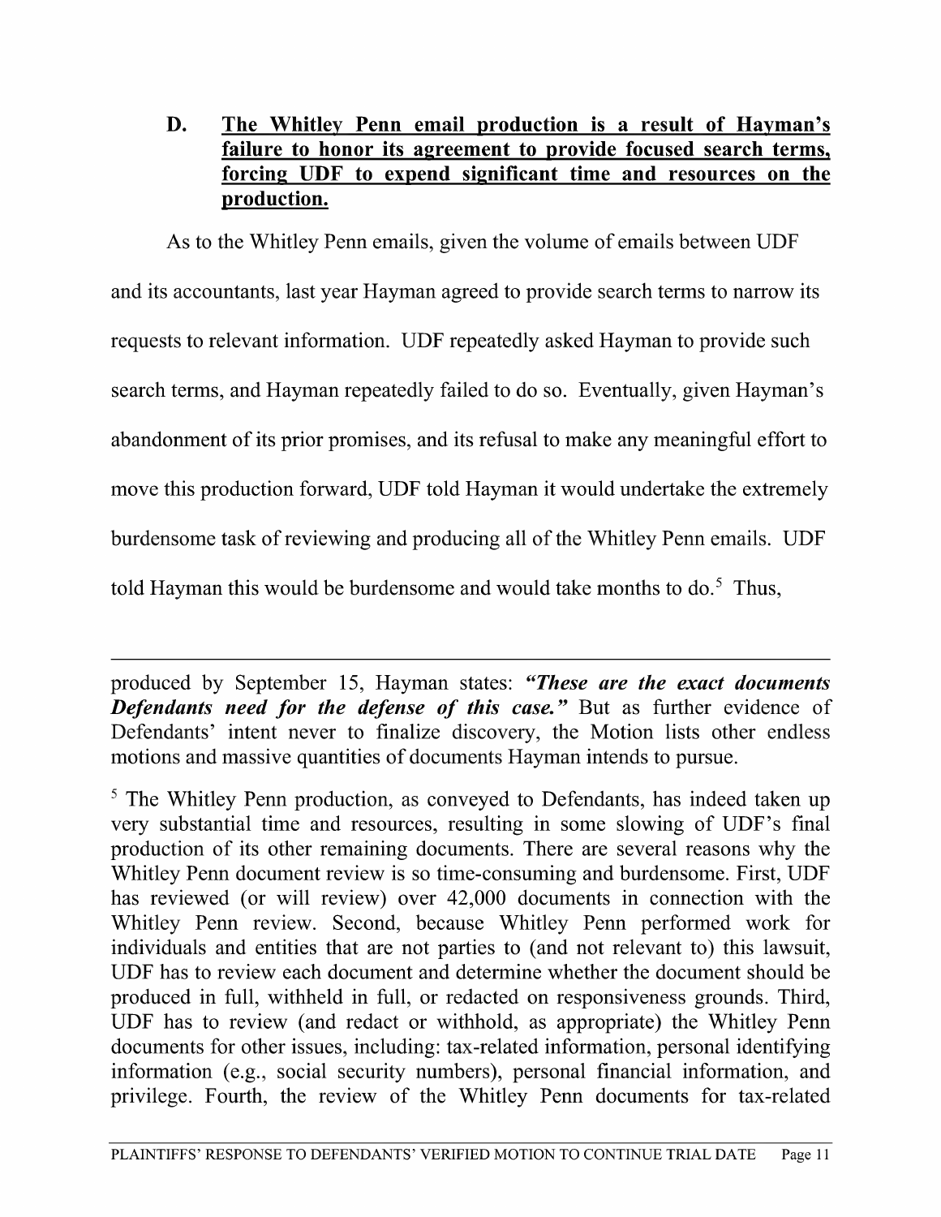### D. <u>The Whitley Penn email production is a result of Hayman's failure to honor its agreement to provide focused search terms, forcing UDF to expend significant time and resources on the production.</u>

As to the Whitley Penn emails, given the volume of emails between UDF and its accountants, last year Hayman agreed to provide search terms to narrow its requests to relevant information. UDF repeatedly asked Hayman to provide such search terms, and Hayman repeatedly failed to do so. Eventually, given Hayman's abandonment of its prior promises, and its refusal to make any meaningful effort to move this production forward, UDF told Hayman it would undertake the extremely burdensome task of reviewing and producing all of the Whitley Penn emails. UDF told Hayman this would be burdensome and would take months to do.[5] Thus,

---

produced by September 15, Hayman states: ***"These are the exact documents Defendants need for the defense of this case."*** But as further evidence of Defendants' intent never to finalize discovery, the Motion lists other endless motions and massive quantities of documents Hayman intends to pursue.

[5] The Whitley Penn production, as conveyed to Defendants, has indeed taken up very substantial time and resources, resulting in some slowing of UDF's final production of its other remaining documents. There are several reasons why the Whitley Penn document review is so time-consuming and burdensome. First, UDF has reviewed (or will review) over 42,000 documents in connection with the Whitley Penn review. Second, because Whitley Penn performed work for individuals and entities that are not parties to (and not relevant to) this lawsuit, UDF has to review each document and determine whether the document should be produced in full, withheld in full, or redacted on responsiveness grounds. Third, UDF has to review (and redact or withhold, as appropriate) the Whitley Penn documents for other issues, including: tax-related information, personal identifying information (e.g., social security numbers), personal financial information, and privilege. Fourth, the review of the Whitley Penn documents for tax-related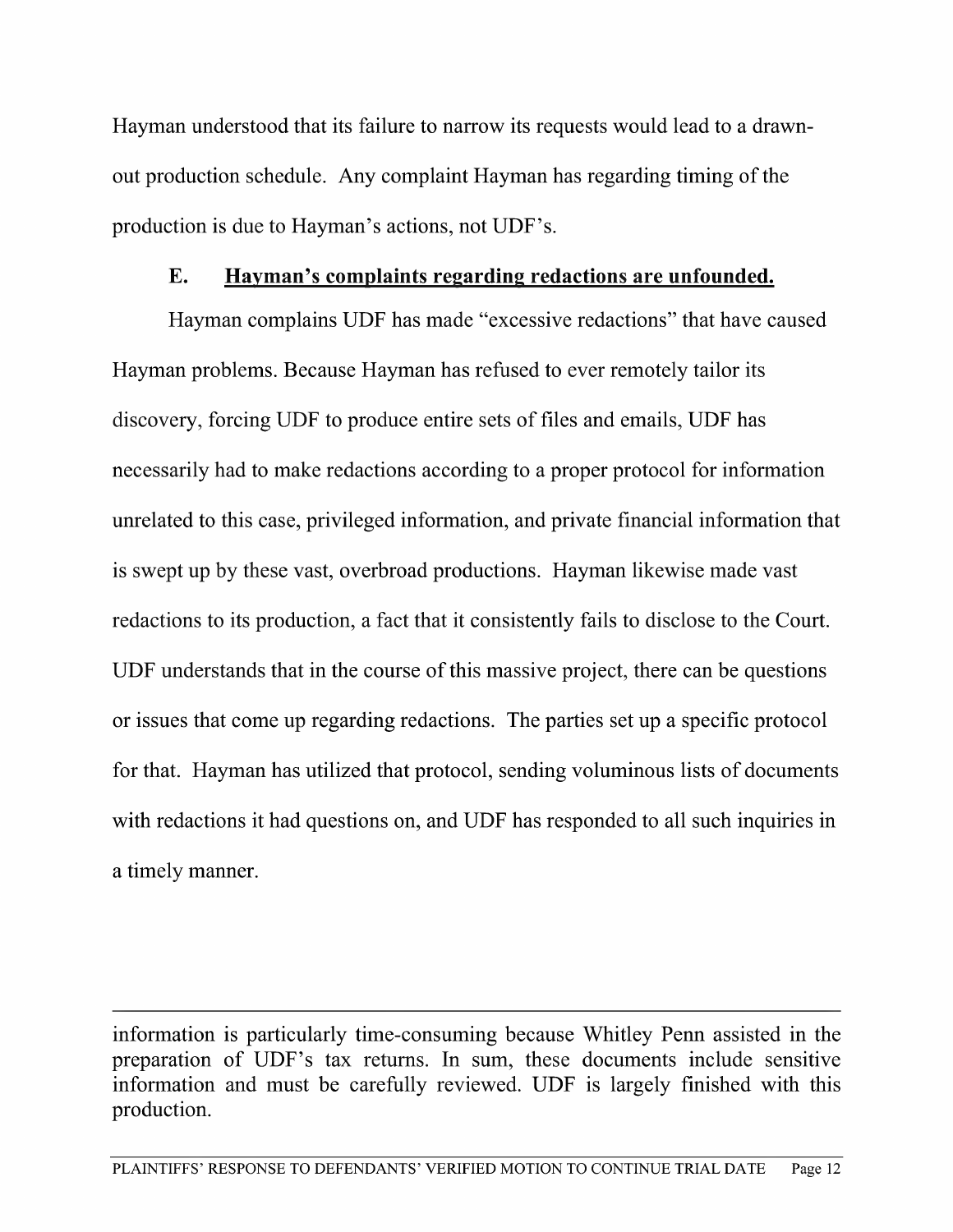Hayman understood that its failure to narrow its requests would lead to a drawn-out production schedule. Any complaint Hayman has regarding timing of the production is due to Hayman's actions, not UDF's.

### E. <u>Hayman's complaints regarding redactions are unfounded.</u>

Hayman complains UDF has made "excessive redactions" that have caused Hayman problems. Because Hayman has refused to ever remotely tailor its discovery, forcing UDF to produce entire sets of files and emails, UDF has necessarily had to make redactions according to a proper protocol for information unrelated to this case, privileged information, and private financial information that is swept up by these vast, overbroad productions. Hayman likewise made vast redactions to its production, a fact that it consistently fails to disclose to the Court. UDF understands that in the course of this massive project, there can be questions or issues that come up regarding redactions. The parties set up a specific protocol for that. Hayman has utilized that protocol, sending voluminous lists of documents with redactions it had questions on, and UDF has responded to all such inquiries in a timely manner.

---

information is particularly time-consuming because Whitley Penn assisted in the preparation of UDF's tax returns. In sum, these documents include sensitive information and must be carefully reviewed. UDF is largely finished with this production.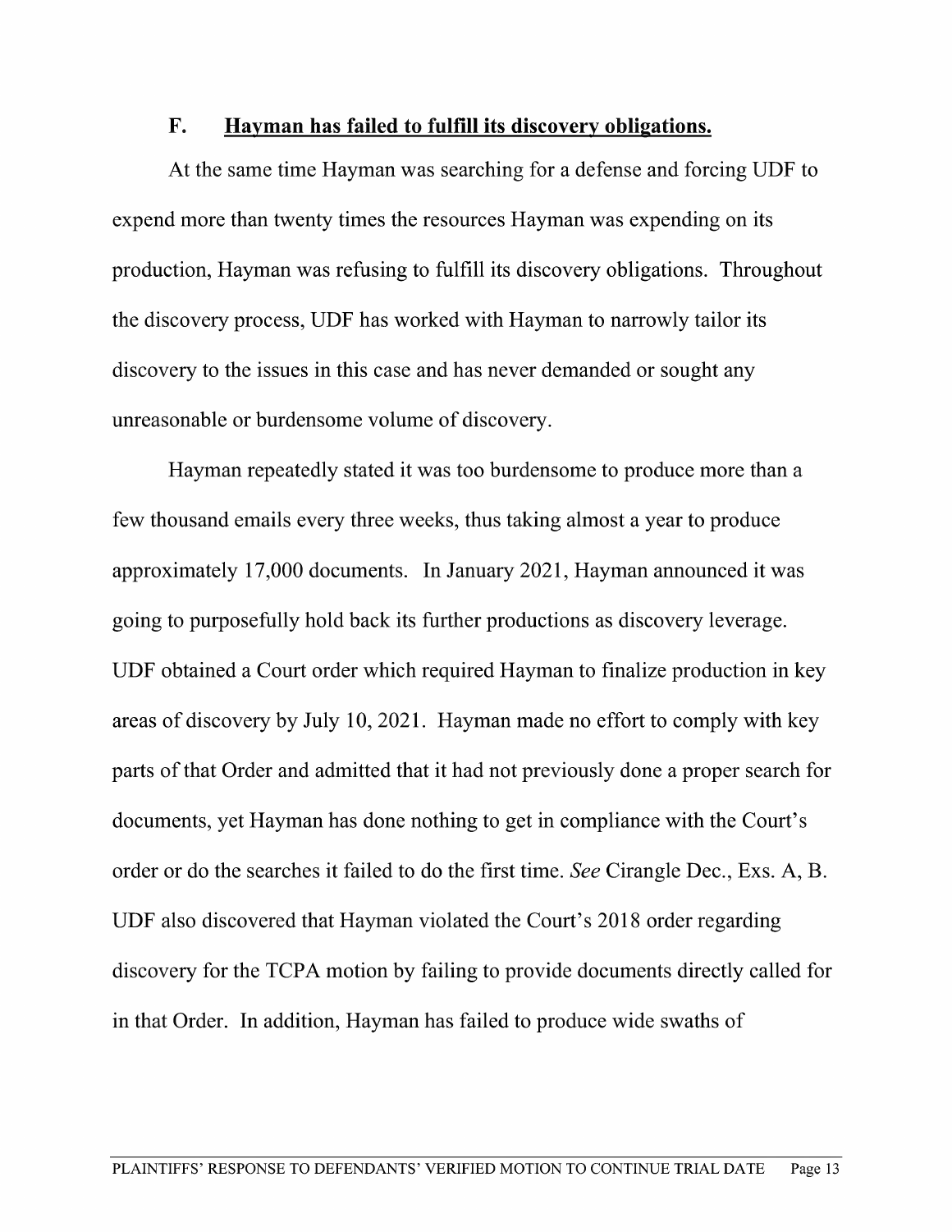### F. **Hayman has failed to fulfill its discovery obligations.**

At the same time Hayman was searching for a defense and forcing UDF to expend more than twenty times the resources Hayman was expending on its production, Hayman was refusing to fulfill its discovery obligations. Throughout the discovery process, UDF has worked with Hayman to narrowly tailor its discovery to the issues in this case and has never demanded or sought any unreasonable or burdensome volume of discovery.

Hayman repeatedly stated it was too burdensome to produce more than a few thousand emails every three weeks, thus taking almost a year to produce approximately 17,000 documents. In January 2021, Hayman announced it was going to purposefully hold back its further productions as discovery leverage. UDF obtained a Court order which required Hayman to finalize production in key areas of discovery by July 10, 2021. Hayman made no effort to comply with key parts of that Order and admitted that it had not previously done a proper search for documents, yet Hayman has done nothing to get in compliance with the Court's order or do the searches it failed to do the first time. *See* Cirangle Dec., Exs. A, B. UDF also discovered that Hayman violated the Court's 2018 order regarding discovery for the TCPA motion by failing to provide documents directly called for in that Order. In addition, Hayman has failed to produce wide swaths of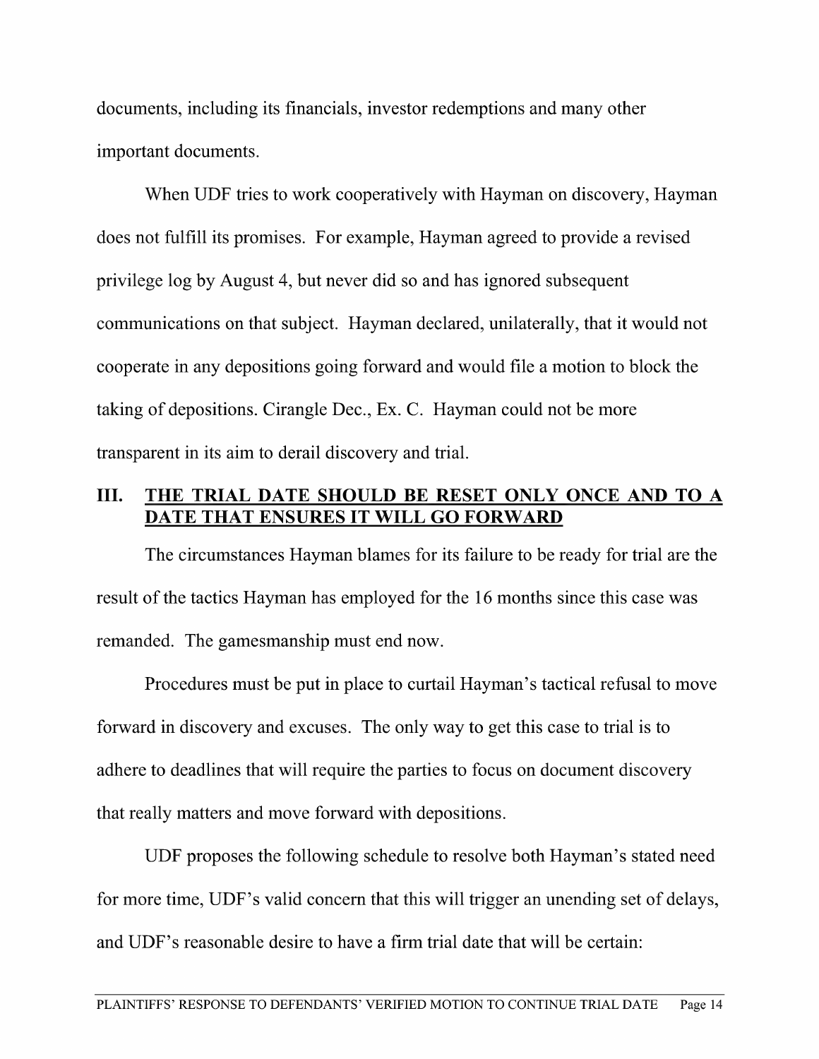documents, including its financials, investor redemptions and many other important documents.

When UDF tries to work cooperatively with Hayman on discovery, Hayman does not fulfill its promises. For example, Hayman agreed to provide a revised privilege log by August 4, but never did so and has ignored subsequent communications on that subject. Hayman declared, unilaterally, that it would not cooperate in any depositions going forward and would file a motion to block the taking of depositions. Cirangle Dec., Ex. C. Hayman could not be more transparent in its aim to derail discovery and trial.

## III. THE TRIAL DATE SHOULD BE RESET ONLY ONCE AND TO A DATE THAT ENSURES IT WILL GO FORWARD

The circumstances Hayman blames for its failure to be ready for trial are the result of the tactics Hayman has employed for the 16 months since this case was remanded. The gamesmanship must end now.

Procedures must be put in place to curtail Hayman's tactical refusal to move forward in discovery and excuses. The only way to get this case to trial is to adhere to deadlines that will require the parties to focus on document discovery that really matters and move forward with depositions.

UDF proposes the following schedule to resolve both Hayman's stated need for more time, UDF's valid concern that this will trigger an unending set of delays, and UDF's reasonable desire to have a firm trial date that will be certain: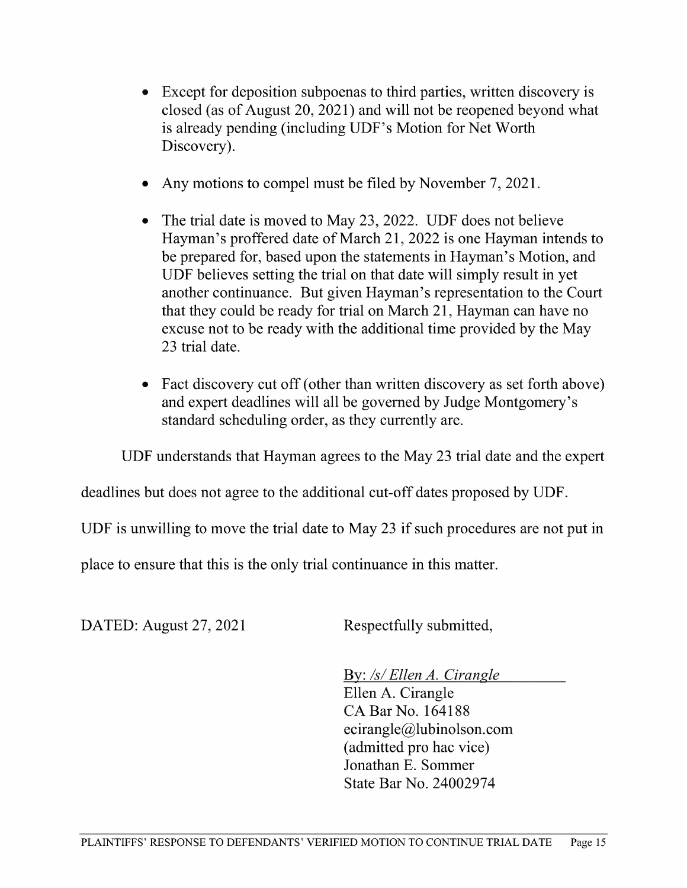- Except for deposition subpoenas to third parties, written discovery is closed (as of August 20, 2021) and will not be reopened beyond what is already pending (including UDF's Motion for Net Worth Discovery).

- Any motions to compel must be filed by November 7, 2021.

- The trial date is moved to May 23, 2022. UDF does not believe Hayman's proffered date of March 21, 2022 is one Hayman intends to be prepared for, based upon the statements in Hayman's Motion, and UDF believes setting the trial on that date will simply result in yet another continuance. But given Hayman's representation to the Court that they could be ready for trial on March 21, Hayman can have no excuse not to be ready with the additional time provided by the May 23 trial date.

- Fact discovery cut off (other than written discovery as set forth above) and expert deadlines will all be governed by Judge Montgomery's standard scheduling order, as they currently are.

UDF understands that Hayman agrees to the May 23 trial date and the expert deadlines but does not agree to the additional cut-off dates proposed by UDF. UDF is unwilling to move the trial date to May 23 if such procedures are not put in place to ensure that this is the only trial continuance in this matter.

DATED: August 27, 2021

Respectfully submitted,

By: */s/ Ellen A. Cirangle*
Ellen A. Cirangle
CA Bar No. 164188
ecirangle@lubinolson.com
(admitted pro hac vice)
Jonathan E. Sommer
State Bar No. 24002974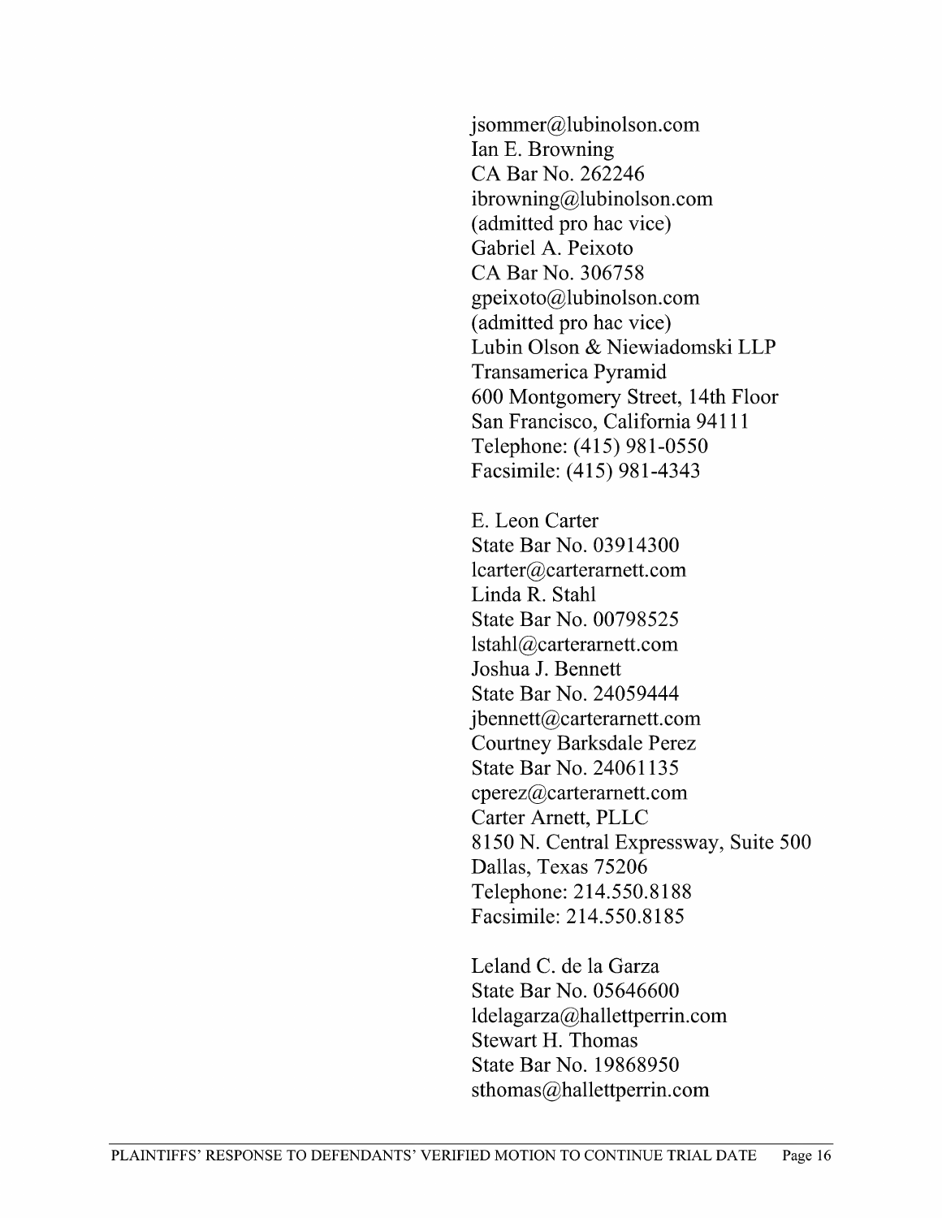jsommer@lubinolson.com
Ian E. Browning
CA Bar No. 262246
ibrowning@lubinolson.com
(admitted pro hac vice)
Gabriel A. Peixoto
CA Bar No. 306758
gpeixoto@lubinolson.com
(admitted pro hac vice)
Lubin Olson & Niewiadomski LLP
Transamerica Pyramid
600 Montgomery Street, 14th Floor
San Francisco, California 94111
Telephone: (415) 981-0550
Facsimile: (415) 981-4343

E. Leon Carter
State Bar No. 03914300
lcarter@carterarnett.com
Linda R. Stahl
State Bar No. 00798525
lstahl@carterarnett.com
Joshua J. Bennett
State Bar No. 24059444
jbennett@carterarnett.com
Courtney Barksdale Perez
State Bar No. 24061135
cperez@carterarnett.com
Carter Arnett, PLLC
8150 N. Central Expressway, Suite 500
Dallas, Texas 75206
Telephone: 214.550.8188
Facsimile: 214.550.8185

Leland C. de la Garza
State Bar No. 05646600
ldelagarza@hallettperrin.com
Stewart H. Thomas
State Bar No. 19868950
sthomas@hallettperrin.com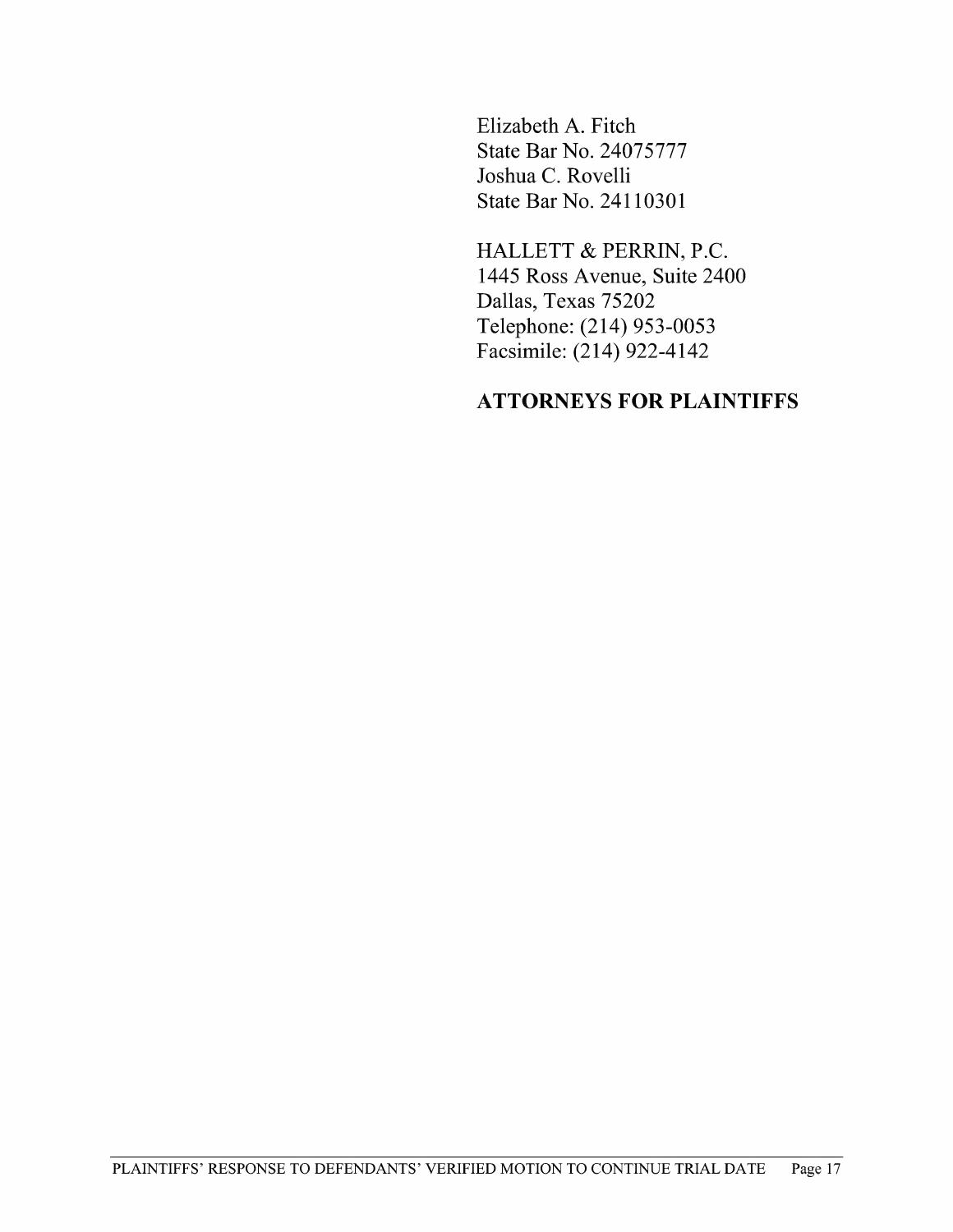Elizabeth A. Fitch
State Bar No. 24075777
Joshua C. Rovelli
State Bar No. 24110301

HALLETT & PERRIN, P.C.
1445 Ross Avenue, Suite 2400
Dallas, Texas 75202
Telephone: (214) 953-0053
Facsimile: (214) 922-4142

**ATTORNEYS FOR PLAINTIFFS**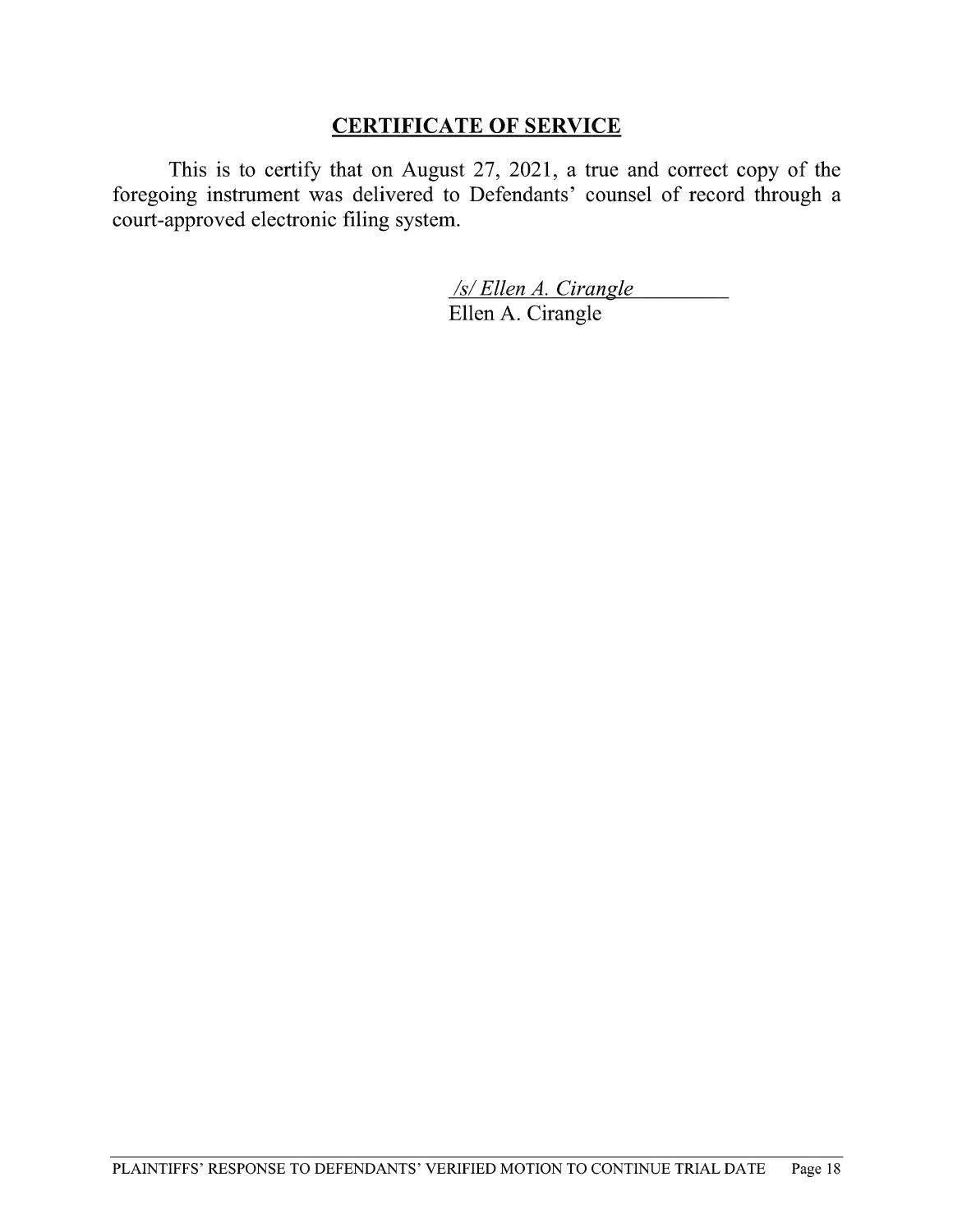## CERTIFICATE OF SERVICE

This is to certify that on August 27, 2021, a true and correct copy of the foregoing instrument was delivered to Defendants' counsel of record through a court-approved electronic filing system.

*/s/ Ellen A. Cirangle*
Ellen A. Cirangle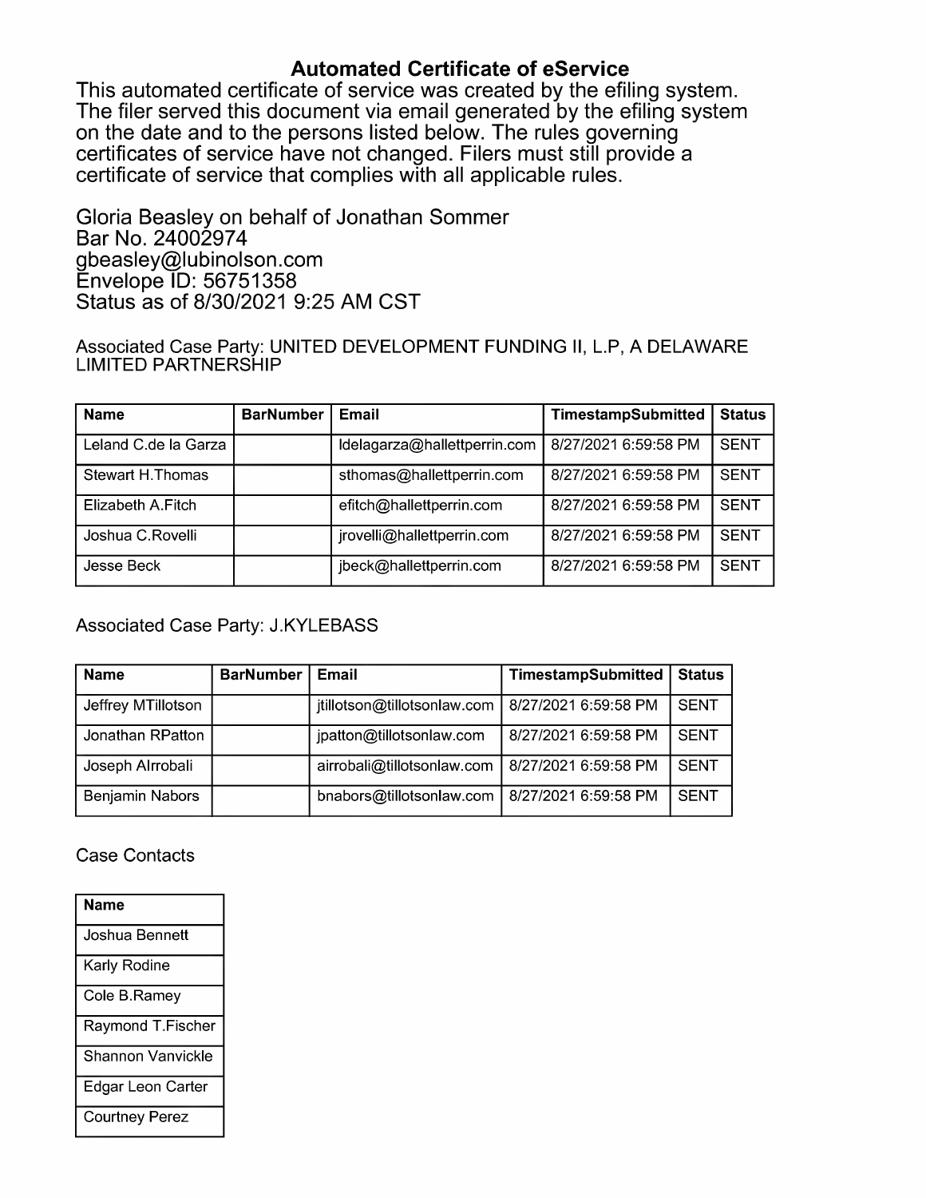# Automated Certificate of eService

This automated certificate of service was created by the efiling system. The filer served this document via email generated by the efiling system on the date and to the persons listed below. The rules governing certificates of service have not changed. Filers must still provide a certificate of service that complies with all applicable rules.

Gloria Beasley on behalf of Jonathan Sommer
Bar No. 24002974
gbeasley@lubinolson.com
Envelope ID: 56751358
Status as of 8/30/2021 9:25 AM CST

Associated Case Party: UNITED DEVELOPMENT FUNDING II, L.P, A DELAWARE LIMITED PARTNERSHIP

| Name | BarNumber | Email | TimestampSubmitted | Status |
|---|---|---|---|---|
| Leland C.de la Garza | | ldelagarza@hallettperrin.com | 8/27/2021 6:59:58 PM | SENT |
| Stewart H.Thomas | | sthomas@hallettperrin.com | 8/27/2021 6:59:58 PM | SENT |
| Elizabeth A.Fitch | | efitch@hallettperrin.com | 8/27/2021 6:59:58 PM | SENT |
| Joshua C.Rovelli | | jrovelli@hallettperrin.com | 8/27/2021 6:59:58 PM | SENT |
| Jesse Beck | | jbeck@hallettperrin.com | 8/27/2021 6:59:58 PM | SENT |

Associated Case Party: J.KYLEBASS

| Name | BarNumber | Email | TimestampSubmitted | Status |
|---|---|---|---|---|
| Jeffrey MTillotson | | jtillotson@tillotsonlaw.com | 8/27/2021 6:59:58 PM | SENT |
| Jonathan RPatton | | jpatton@tillotsonlaw.com | 8/27/2021 6:59:58 PM | SENT |
| Joseph AIrrobali | | airrobali@tillotsonlaw.com | 8/27/2021 6:59:58 PM | SENT |
| Benjamin Nabors | | bnabors@tillotsonlaw.com | 8/27/2021 6:59:58 PM | SENT |

Case Contacts

| Name |
|---|
| Joshua Bennett |
| Karly Rodine |
| Cole B.Ramey |
| Raymond T.Fischer |
| Shannon Vanvickle |
| Edgar Leon Carter |
| Courtney Perez |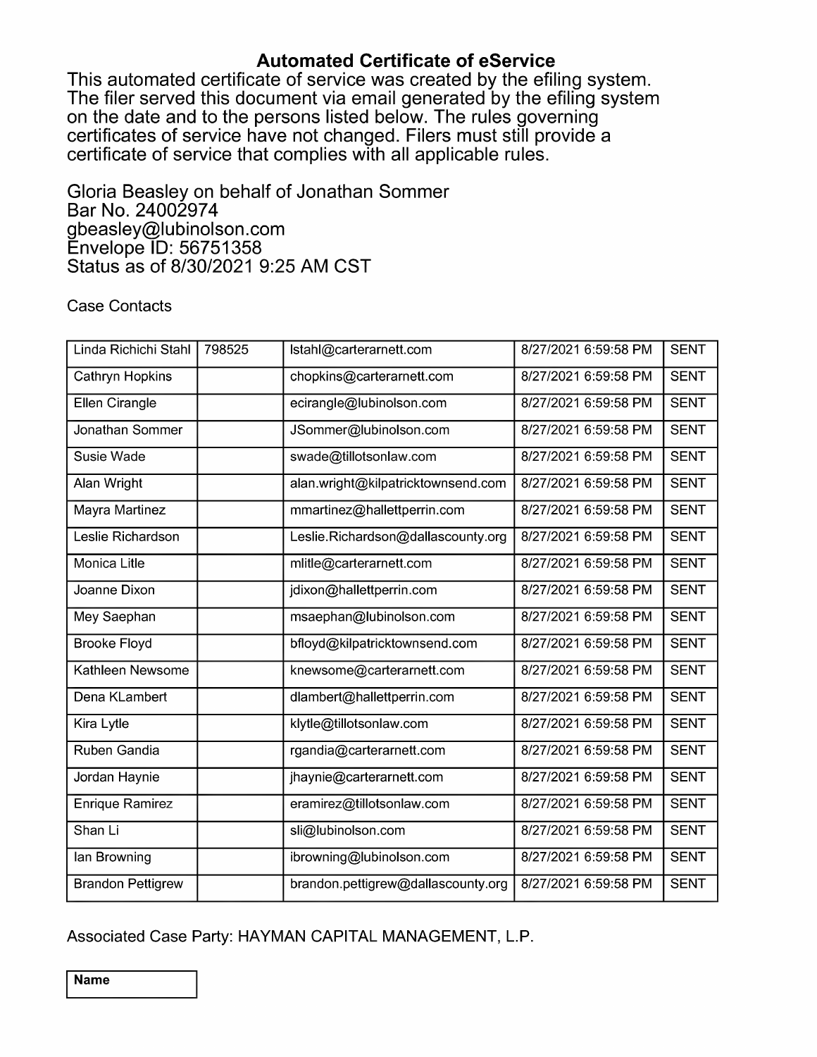## Automated Certificate of eService

This automated certificate of service was created by the efiling system. The filer served this document via email generated by the efiling system on the date and to the persons listed below. The rules governing certificates of service have not changed. Filers must still provide a certificate of service that complies with all applicable rules.

Gloria Beasley on behalf of Jonathan Sommer
Bar No. 24002974
gbeasley@lubinolson.com
Envelope ID: 56751358
Status as of 8/30/2021 9:25 AM CST

Case Contacts

| | | | | |
|---|---|---|---|---|
| Linda Richichi Stahl | 798525 | lstahl@carterarnett.com | 8/27/2021 6:59:58 PM | SENT |
| Cathryn Hopkins | | chopkins@carterarnett.com | 8/27/2021 6:59:58 PM | SENT |
| Ellen Cirangle | | ecirangle@lubinolson.com | 8/27/2021 6:59:58 PM | SENT |
| Jonathan Sommer | | JSommer@lubinolson.com | 8/27/2021 6:59:58 PM | SENT |
| Susie Wade | | swade@tillotsonlaw.com | 8/27/2021 6:59:58 PM | SENT |
| Alan Wright | | alan.wright@kilpatricktownsend.com | 8/27/2021 6:59:58 PM | SENT |
| Mayra Martinez | | mmartinez@hallettperrin.com | 8/27/2021 6:59:58 PM | SENT |
| Leslie Richardson | | Leslie.Richardson@dallascounty.org | 8/27/2021 6:59:58 PM | SENT |
| Monica Litle | | mlitle@carterarnett.com | 8/27/2021 6:59:58 PM | SENT |
| Joanne Dixon | | jdixon@hallettperrin.com | 8/27/2021 6:59:58 PM | SENT |
| Mey Saephan | | msaephan@lubinolson.com | 8/27/2021 6:59:58 PM | SENT |
| Brooke Floyd | | bfloyd@kilpatricktownsend.com | 8/27/2021 6:59:58 PM | SENT |
| Kathleen Newsome | | knewsome@carterarnett.com | 8/27/2021 6:59:58 PM | SENT |
| Dena KLambert | | dlambert@hallettperrin.com | 8/27/2021 6:59:58 PM | SENT |
| Kira Lytle | | klytle@tillotsonlaw.com | 8/27/2021 6:59:58 PM | SENT |
| Ruben Gandia | | rgandia@carterarnett.com | 8/27/2021 6:59:58 PM | SENT |
| Jordan Haynie | | jhaynie@carterarnett.com | 8/27/2021 6:59:58 PM | SENT |
| Enrique Ramirez | | eramirez@tillotsonlaw.com | 8/27/2021 6:59:58 PM | SENT |
| Shan Li | | sli@lubinolson.com | 8/27/2021 6:59:58 PM | SENT |
| Ian Browning | | ibrowning@lubinolson.com | 8/27/2021 6:59:58 PM | SENT |
| Brandon Pettigrew | | brandon.pettigrew@dallascounty.org | 8/27/2021 6:59:58 PM | SENT |

Associated Case Party: HAYMAN CAPITAL MANAGEMENT, L.P.

| **Name** |
|---|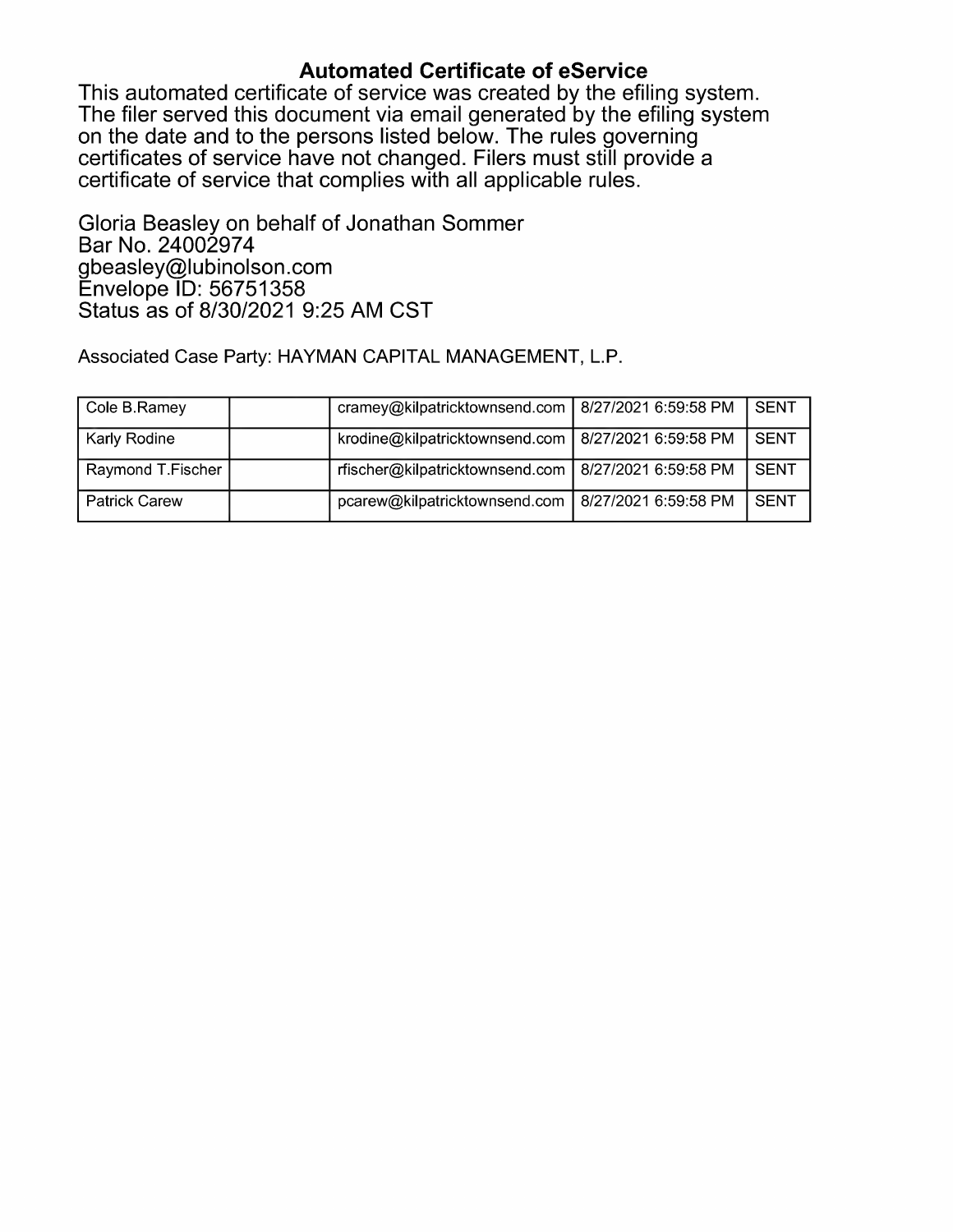**Automated Certificate of eService**

This automated certificate of service was created by the efiling system. The filer served this document via email generated by the efiling system on the date and to the persons listed below. The rules governing certificates of service have not changed. Filers must still provide a certificate of service that complies with all applicable rules.

Gloria Beasley on behalf of Jonathan Sommer
Bar No. 24002974
gbeasley@lubinolson.com
Envelope ID: 56751358
Status as of 8/30/2021 9:25 AM CST

Associated Case Party: HAYMAN CAPITAL MANAGEMENT, L.P.

| | | | | |
|---|---|---|---|---|
| Cole B.Ramey | | cramey@kilpatricktownsend.com | 8/27/2021 6:59:58 PM | SENT |
| Karly Rodine | | krodine@kilpatricktownsend.com | 8/27/2021 6:59:58 PM | SENT |
| Raymond T.Fischer | | rfischer@kilpatricktownsend.com | 8/27/2021 6:59:58 PM | SENT |
| Patrick Carew | | pcarew@kilpatricktownsend.com | 8/27/2021 6:59:58 PM | SENT |